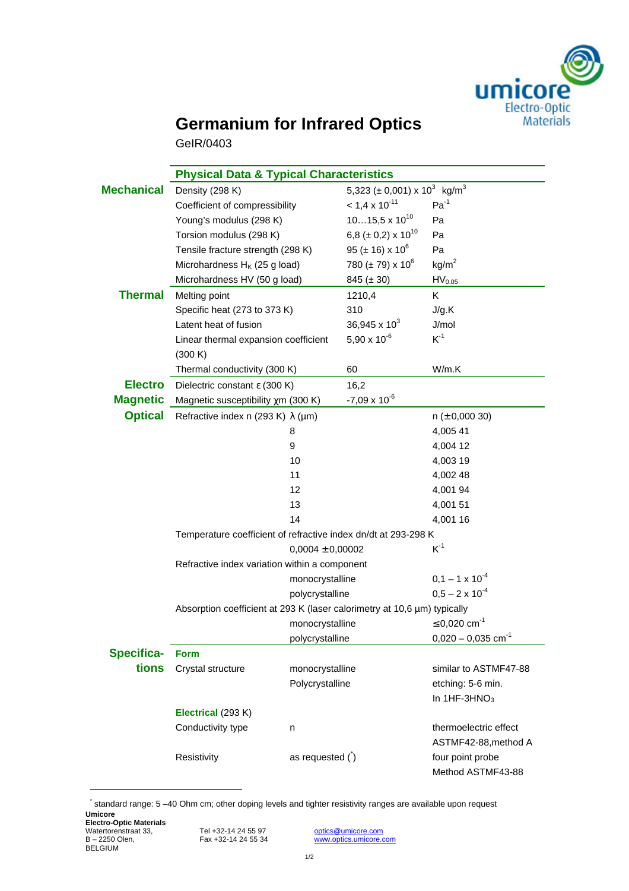# Germanium for Infrared Optics

GeIR/0403

## Physical Data & Typical Characteristics

| Category | Property | | Value | Unit |
|---|---|---|---|---|
| **Mechanical** | Density (298 K) | | 5,323 (± 0,001) x $10^3$ | kg/m$^3$ |
| | Coefficient of compressibility | | < 1,4 x $10^{-11}$ | Pa$^{-1}$ |
| | Young's modulus (298 K) | | 10…15,5 x $10^{10}$ | Pa |
| | Torsion modulus (298 K) | | 6,8 (± 0,2) x $10^{10}$ | Pa |
| | Tensile fracture strength (298 K) | | 95 (± 16) x $10^6$ | Pa |
| | Microhardness $H_K$ (25 g load) | | 780 (± 79) x $10^6$ | kg/m$^2$ |
| | Microhardness HV (50 g load) | | 845 (± 30) | $HV_{0.05}$ |
| **Thermal** | Melting point | | 1210,4 | K |
| | Specific heat (273 to 373 K) | | 310 | J/g.K |
| | Latent heat of fusion | | 36,945 x $10^3$ | J/mol |
| | Linear thermal expansion coefficient (300 K) | | 5,90 x $10^{-6}$ | K$^{-1}$ |
| | Thermal conductivity (300 K) | | 60 | W/m.K |
| **Electro Magnetic** | Dielectric constant ε (300 K) | | 16,2 | |
| | Magnetic susceptibility χm (300 K) | | -7,09 x $10^{-6}$ | |
| **Optical** | Refractive index n (293 K) λ (µm) | | | n (±0,000 30) |
| | | 8 | | 4,005 41 |
| | | 9 | | 4,004 12 |
| | | 10 | | 4,003 19 |
| | | 11 | | 4,002 48 |
| | | 12 | | 4,001 94 |
| | | 13 | | 4,001 51 |
| | | 14 | | 4,001 16 |
| | Temperature coefficient of refractive index dn/dt at 293-298 K | | | |
| | | 0,0004 ±0,00002 | | K$^{-1}$ |
| | Refractive index variation within a component | | | |
| | | monocrystalline | | 0,1 – 1 x $10^{-4}$ |
| | | polycrystalline | | 0,5 – 2 x $10^{-4}$ |
| | Absorption coefficient at 293 K (laser calorimetry at 10,6 µm) typically | | | |
| | | monocrystalline | | ≤0,020 cm$^{-1}$ |
| | | polycrystalline | | 0,020 – 0,035 cm$^{-1}$ |

## Specifications

| | | |
|---|---|---|
| **Form** | | |
| Crystal structure | monocrystalline | similar to ASTMF47-88 |
| | Polycrystalline | etching: 5-6 min. In 1HF-3$HNO_3$ |
| **Electrical** (293 K) | | |
| Conductivity type | n | thermoelectric effect ASTMF42-88,method A |
| Resistivity | as requested (*) | four point probe Method ASTMF43-88 |

* standard range: 5 –40 Ohm cm; other doping levels and tighter resistivity ranges are available upon request

**Umicore**
**Electro-Optic Materials**
Watertorenstraat 33,
B – 2250 Olen,
BELGIUM

Tel +32-14 24 55 97
Fax +32-14 24 55 34

optics@umicore.com
www.optics.umicore.com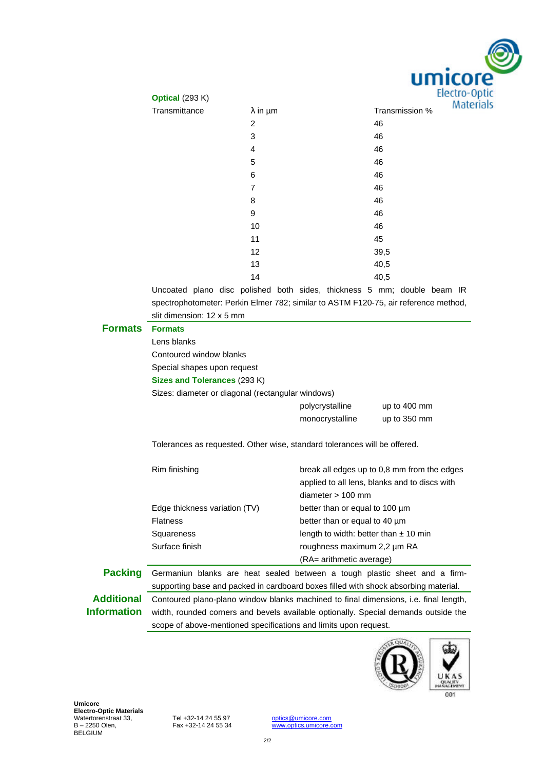**Optical** (293 K)

| Transmittance | λ in µm | Transmission % |
|---|---|---|
| | 2 | 46 |
| | 3 | 46 |
| | 4 | 46 |
| | 5 | 46 |
| | 6 | 46 |
| | 7 | 46 |
| | 8 | 46 |
| | 9 | 46 |
| | 10 | 46 |
| | 11 | 45 |
| | 12 | 39,5 |
| | 13 | 40,5 |
| | 14 | 40,5 |

Uncoated plano disc polished both sides, thickness 5 mm; double beam IR spectrophotometer: Perkin Elmer 782; similar to ASTM F120-75, air reference method, slit dimension: 12 x 5 mm

## Formats

**Formats**

Lens blanks

Contoured window blanks

Special shapes upon request

**Sizes and Tolerances** (293 K)

Sizes: diameter or diagonal (rectangular windows)

| | |
|---|---|
| polycrystalline | up to 400 mm |
| monocrystalline | up to 350 mm |

Tolerances as requested. Other wise, standard tolerances will be offered.

| | |
|---|---|
| Rim finishing | break all edges up to 0,8 mm from the edges applied to all lens, blanks and to discs with diameter > 100 mm |
| Edge thickness variation (TV) | better than or equal to 100 µm |
| Flatness | better than or equal to 40 µm |
| Squareness | length to width: better than ± 10 min |
| Surface finish | roughness maximum 2,2 µm RA (RA= arithmetic average) |

## Packing

Germaniun blanks are heat sealed between a tough plastic sheet and a firm-supporting base and packed in cardboard boxes filled with shock absorbing material.

## Additional Information

Contoured plano-plano window blanks machined to final dimensions, i.e. final length, width, rounded corners and bevels available optionally. Special demands outside the scope of above-mentioned specifications and limits upon request.

**Umicore**
**Electro-Optic Materials**
Watertorenstraat 33,
B – 2250 Olen,
BELGIUM

Tel +32-14 24 55 97
Fax +32-14 24 55 34

optics@umicore.com
www.optics.umicore.com